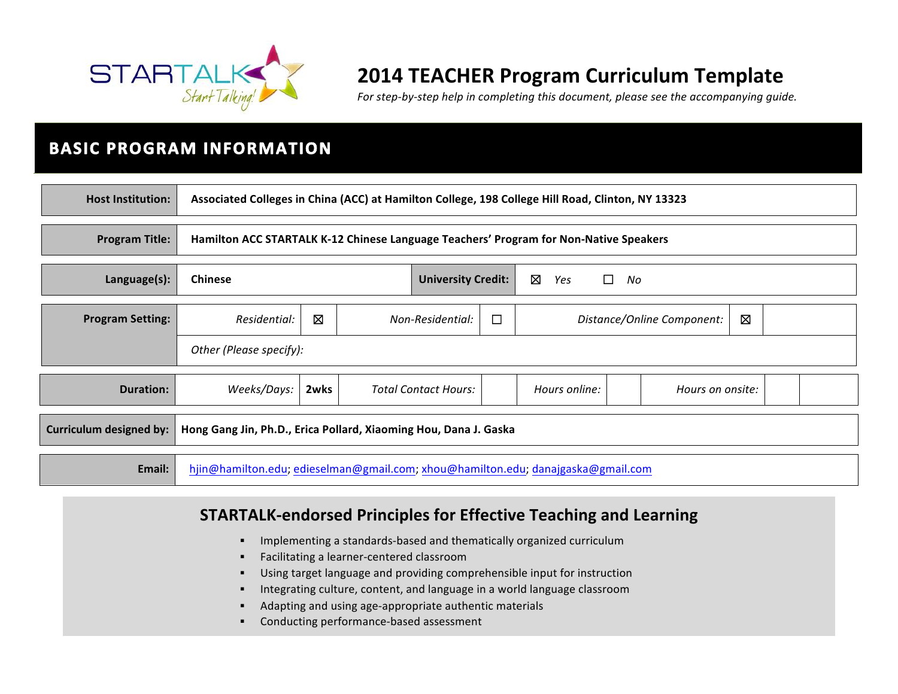# 2014 TEACHER Program Curriculum Template

*For step-by-step help in completing this document, please see the accompanying guide.*

## BASIC PROGRAM INFORMATION

| | |
|---|---|
| **Host Institution:** | **Associated Colleges in China (ACC) at Hamilton College, 198 College Hill Road, Clinton, NY 13323** |
| **Program Title:** | **Hamilton ACC STARTALK K-12 Chinese Language Teachers' Program for Non-Native Speakers** |

| | | | |
|---|---|---|---|
| **Language(s):** | **Chinese** | **University Credit:** | ☒ *Yes* ☐ *No* |

| | | | | | | |
|---|---|---|---|---|---|---|
| **Program Setting:** | *Residential:* | ☒ | *Non-Residential:* | ☐ | *Distance/Online Component:* | ☒ |
| | *Other (Please specify):* | | | | | |

| | | | | | | | | |
|---|---|---|---|---|---|---|---|---|
| **Duration:** | *Weeks/Days:* | **2wks** | *Total Contact Hours:* | | *Hours online:* | | *Hours on onsite:* | |

| | |
|---|---|
| **Curriculum designed by:** | **Hong Gang Jin, Ph.D., Erica Pollard, Xiaoming Hou, Dana J. Gaska** |
| **Email:** | hjin@hamilton.edu; edieselman@gmail.com; xhou@hamilton.edu; danajgaska@gmail.com |

## STARTALK-endorsed Principles for Effective Teaching and Learning

- Implementing a standards-based and thematically organized curriculum
- Facilitating a learner-centered classroom
- Using target language and providing comprehensible input for instruction
- Integrating culture, content, and language in a world language classroom
- Adapting and using age-appropriate authentic materials
- Conducting performance-based assessment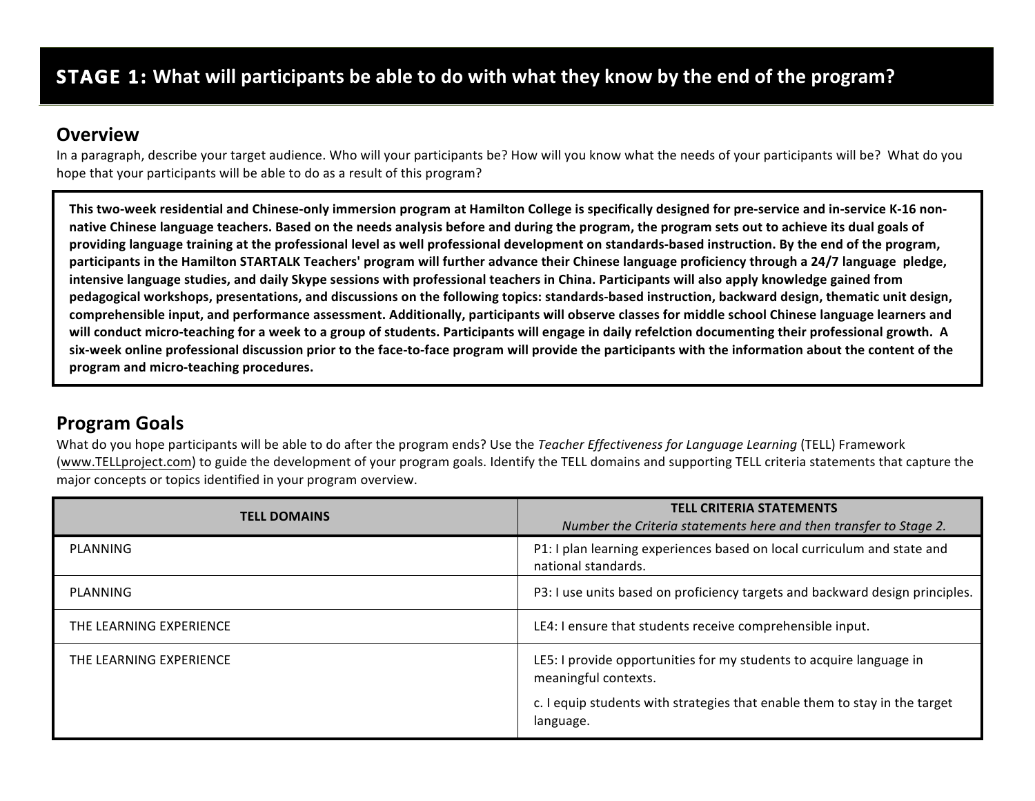## **STAGE 1:** What will participants be able to do with what they know by the end of the program?

### Overview

In a paragraph, describe your target audience. Who will your participants be? How will you know what the needs of your participants will be? What do you hope that your participants will be able to do as a result of this program?

**This two-week residential and Chinese-only immersion program at Hamilton College is specifically designed for pre-service and in-service K-16 non-native Chinese language teachers. Based on the needs analysis before and during the program, the program sets out to achieve its dual goals of providing language training at the professional level as well professional development on standards-based instruction. By the end of the program, participants in the Hamilton STARTALK Teachers' program will further advance their Chinese language proficiency through a 24/7 language pledge, intensive language studies, and daily Skype sessions with professional teachers in China. Participants will also apply knowledge gained from pedagogical workshops, presentations, and discussions on the following topics: standards-based instruction, backward design, thematic unit design, comprehensible input, and performance assessment. Additionally, participants will observe classes for middle school Chinese language learners and will conduct micro-teaching for a week to a group of students. Participants will engage in daily refelction documenting their professional growth. A six-week online professional discussion prior to the face-to-face program will provide the participants with the information about the content of the program and micro-teaching procedures.**

### Program Goals

What do you hope participants will be able to do after the program ends? Use the *Teacher Effectiveness for Language Learning* (TELL) Framework (www.TELLproject.com) to guide the development of your program goals. Identify the TELL domains and supporting TELL criteria statements that capture the major concepts or topics identified in your program overview.

| TELL DOMAINS | TELL CRITERIA STATEMENTS<br>*Number the Criteria statements here and then transfer to Stage 2.* |
|---|---|
| PLANNING | P1: I plan learning experiences based on local curriculum and state and national standards. |
| PLANNING | P3: I use units based on proficiency targets and backward design principles. |
| THE LEARNING EXPERIENCE | LE4: I ensure that students receive comprehensible input. |
| THE LEARNING EXPERIENCE | LE5: I provide opportunities for my students to acquire language in meaningful contexts.<br>c. I equip students with strategies that enable them to stay in the target language. |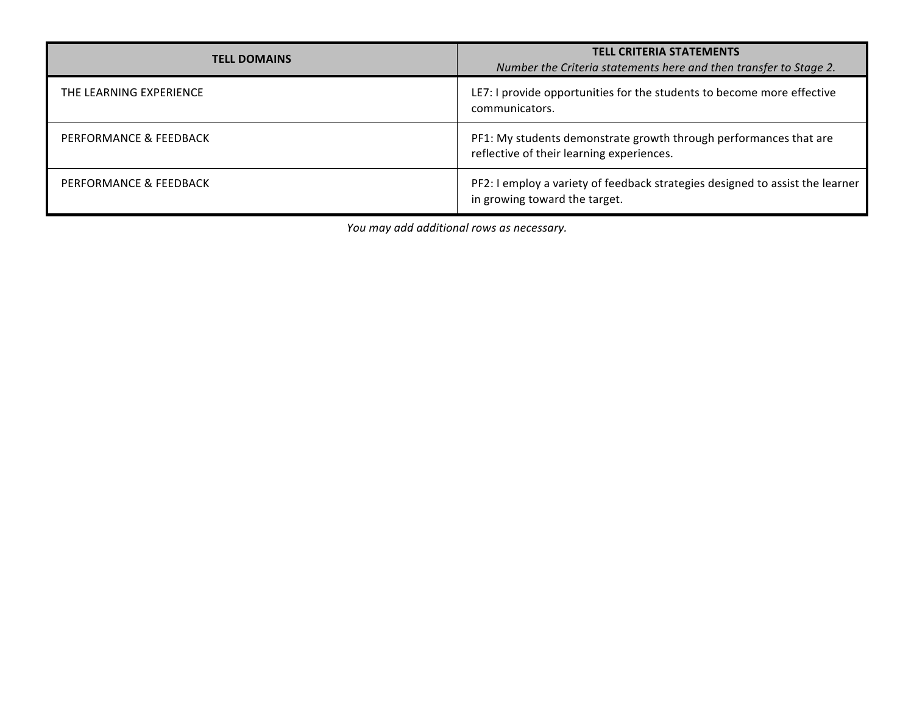| TELL DOMAINS | TELL CRITERIA STATEMENTS *Number the Criteria statements here and then transfer to Stage 2.* |
|---|---|
| THE LEARNING EXPERIENCE | LE7: I provide opportunities for the students to become more effective communicators. |
| PERFORMANCE & FEEDBACK | PF1: My students demonstrate growth through performances that are reflective of their learning experiences. |
| PERFORMANCE & FEEDBACK | PF2: I employ a variety of feedback strategies designed to assist the learner in growing toward the target. |

*You may add additional rows as necessary.*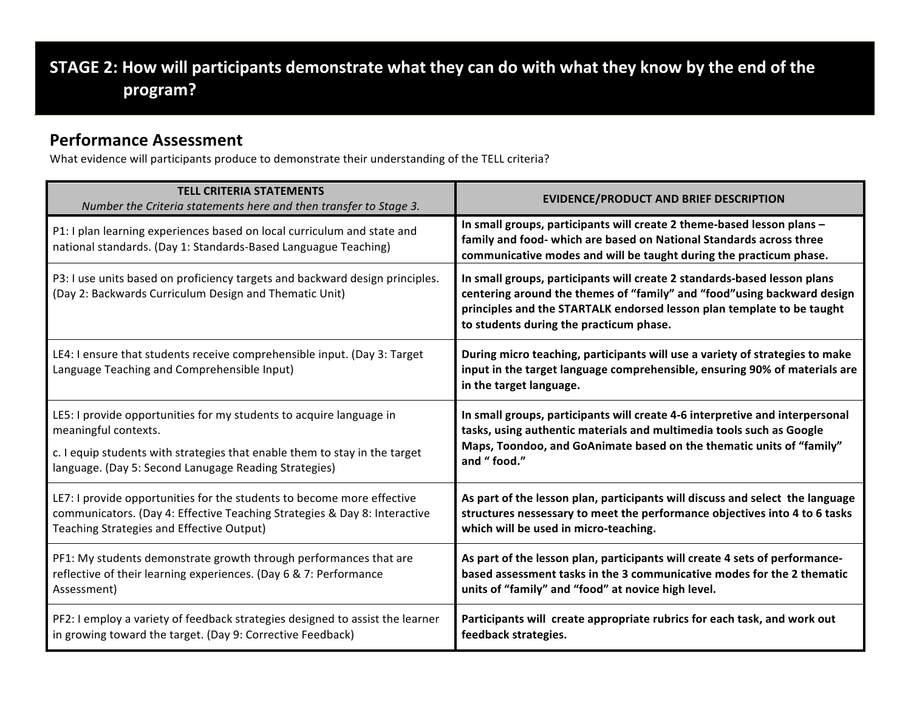## STAGE 2: How will participants demonstrate what they can do with what they know by the end of the program?

### Performance Assessment

What evidence will participants produce to demonstrate their understanding of the TELL criteria?

| TELL CRITERIA STATEMENTS<br>*Number the Criteria statements here and then transfer to Stage 3.* | EVIDENCE/PRODUCT AND BRIEF DESCRIPTION |
|---|---|
| P1: I plan learning experiences based on local curriculum and state and national standards. (Day 1: Standards-Based Languague Teaching) | **In small groups, participants will create 2 theme-based lesson plans – family and food- which are based on National Standards across three communicative modes and will be taught during the practicum phase.** |
| P3: I use units based on proficiency targets and backward design principles. (Day 2: Backwards Curriculum Design and Thematic Unit) | **In small groups, participants will create 2 standards-based lesson plans centering around the themes of "family" and "food"using backward design principles and the STARTALK endorsed lesson plan template to be taught to students during the practicum phase.** |
| LE4: I ensure that students receive comprehensible input. (Day 3: Target Language Teaching and Comprehensible Input) | **During micro teaching, participants will use a variety of strategies to make input in the target language comprehensible, ensuring 90% of materials are in the target language.** |
| LE5: I provide opportunities for my students to acquire language in meaningful contexts.<br>c. I equip students with strategies that enable them to stay in the target language. (Day 5: Second Lanugage Reading Strategies) | **In small groups, participants will create 4-6 interpretive and interpersonal tasks, using authentic materials and multimedia tools such as Google Maps, Toondoo, and GoAnimate based on the thematic units of "family" and " food."** |
| LE7: I provide opportunities for the students to become more effective communicators. (Day 4: Effective Teaching Strategies & Day 8: Interactive Teaching Strategies and Effective Output) | **As part of the lesson plan, participants will discuss and select the language structures nessessary to meet the performance objectives into 4 to 6 tasks which will be used in micro-teaching.** |
| PF1: My students demonstrate growth through performances that are reflective of their learning experiences. (Day 6 & 7: Performance Assessment) | **As part of the lesson plan, participants will create 4 sets of performance-based assessment tasks in the 3 communicative modes for the 2 thematic units of "family" and "food" at novice high level.** |
| PF2: I employ a variety of feedback strategies designed to assist the learner in growing toward the target. (Day 9: Corrective Feedback) | **Participants will create appropriate rubrics for each task, and work out feedback strategies.** |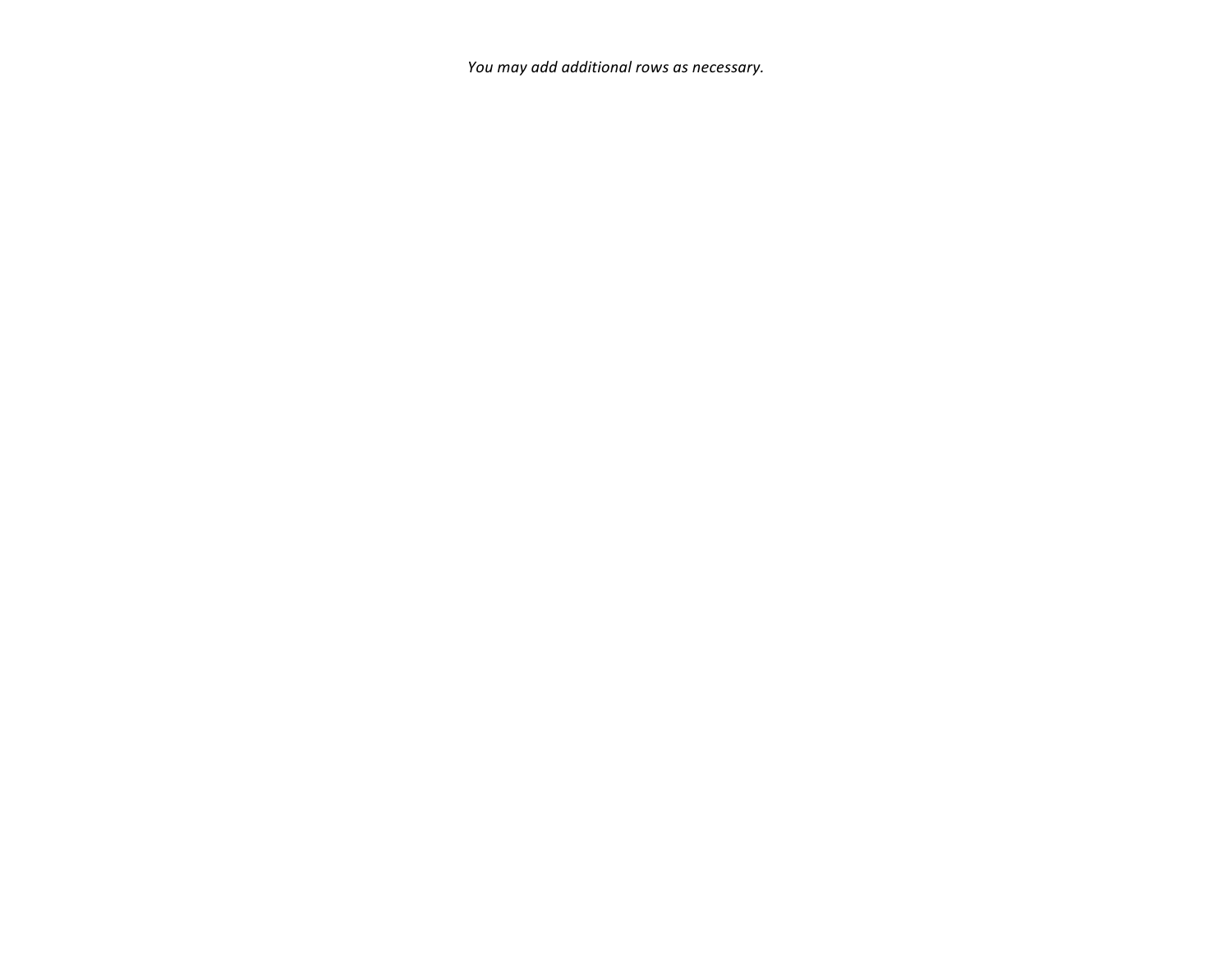*You may add additional rows as necessary.*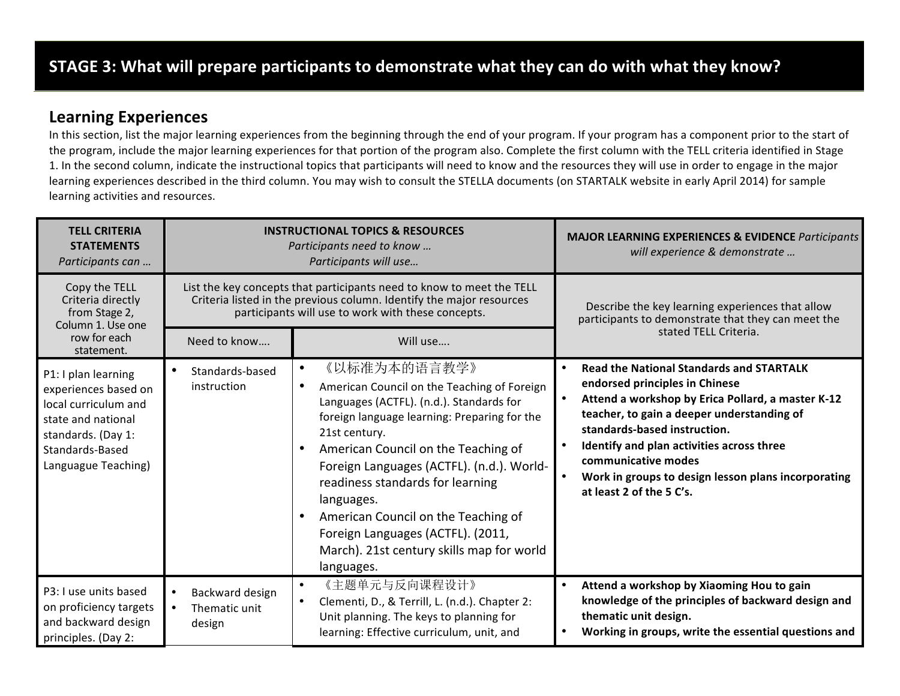## STAGE 3: What will prepare participants to demonstrate what they can do with what they know?

### Learning Experiences

In this section, list the major learning experiences from the beginning through the end of your program. If your program has a component prior to the start of the program, include the major learning experiences for that portion of the program also. Complete the first column with the TELL criteria identified in Stage 1. In the second column, indicate the instructional topics that participants will need to know and the resources they will use in order to engage in the major learning experiences described in the third column. You may wish to consult the STELLA documents (on STARTALK website in early April 2014) for sample learning activities and resources.

| **TELL CRITERIA STATEMENTS** *Participants can …* | **INSTRUCTIONAL TOPICS & RESOURCES** *Participants need to know … Participants will use…* | | **MAJOR LEARNING EXPERIENCES & EVIDENCE** *Participants will experience & demonstrate …* |
|---|---|---|---|
| Copy the TELL Criteria directly from Stage 2, Column 1. Use one row for each statement. | List the key concepts that participants need to know to meet the TELL Criteria listed in the previous column. Identify the major resources participants will use to work with these concepts. | | Describe the key learning experiences that allow participants to demonstrate that they can meet the stated TELL Criteria. |
| | Need to know…. | Will use…. | |
| P1: I plan learning experiences based on local curriculum and state and national standards. (Day 1: Standards-Based Languague Teaching) | • Standards-based instruction | • 《以标准为本的语言教学》<br>• American Council on the Teaching of Foreign Languages (ACTFL). (n.d.). Standards for foreign language learning: Preparing for the 21st century.<br>• American Council on the Teaching of Foreign Languages (ACTFL). (n.d.). World-readiness standards for learning languages.<br>• American Council on the Teaching of Foreign Languages (ACTFL). (2011, March). 21st century skills map for world languages. | • **Read the National Standards and STARTALK endorsed principles in Chinese**<br>• **Attend a workshop by Erica Pollard, a master K-12 teacher, to gain a deeper understanding of standards-based instruction.**<br>• **Identify and plan activities across three communicative modes**<br>• **Work in groups to design lesson plans incorporating at least 2 of the 5 C's.** |
| P3: I use units based on proficiency targets and backward design principles. (Day 2: | • Backward design<br>• Thematic unit design | • 《主题单元与反向课程设计》<br>• Clementi, D., & Terrill, L. (n.d.). Chapter 2: Unit planning. The keys to planning for learning: Effective curriculum, unit, and | • **Attend a workshop by Xiaoming Hou to gain knowledge of the principles of backward design and thematic unit design.**<br>• **Working in groups, write the essential questions and** |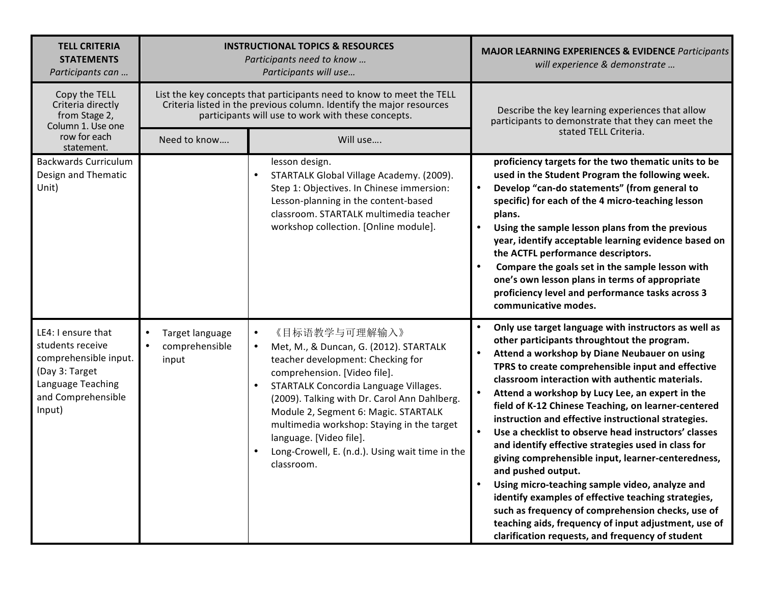| **TELL CRITERIA STATEMENTS** *Participants can …* | **INSTRUCTIONAL TOPICS & RESOURCES** *Participants need to know … Participants will use…* | | **MAJOR LEARNING EXPERIENCES & EVIDENCE** *Participants will experience & demonstrate …* |
|---|---|---|---|
| Copy the TELL Criteria directly from Stage 2, Column 1. Use one row for each statement. | List the key concepts that participants need to know to meet the TELL Criteria listed in the previous column. Identify the major resources participants will use to work with these concepts. | | Describe the key learning experiences that allow participants to demonstrate that they can meet the stated TELL Criteria. |
| | Need to know…. | Will use…. | |
| Backwards Curriculum Design and Thematic Unit) | | lesson design.<br>• STARTALK Global Village Academy. (2009). Step 1: Objectives. In Chinese immersion: Lesson-planning in the content-based classroom. STARTALK multimedia teacher workshop collection. [Online module]. | **proficiency targets for the two thematic units to be used in the Student Program the following week.**<br>• **Develop "can-do statements" (from general to specific) for each of the 4 micro-teaching lesson plans.**<br>• **Using the sample lesson plans from the previous year, identify acceptable learning evidence based on the ACTFL performance descriptors.**<br>• **Compare the goals set in the sample lesson with one's own lesson plans in terms of appropriate proficiency level and performance tasks across 3 communicative modes.** |
| LE4: I ensure that students receive comprehensible input. (Day 3: Target Language Teaching and Comprehensible Input) | • Target language<br>• comprehensible input | • 《目标语教学与可理解输入》<br>• Met, M., & Duncan, G. (2012). STARTALK teacher development: Checking for comprehension. [Video file].<br>• STARTALK Concordia Language Villages. (2009). Talking with Dr. Carol Ann Dahlberg. Module 2, Segment 6: Magic. STARTALK multimedia workshop: Staying in the target language. [Video file].<br>• Long-Crowell, E. (n.d.). Using wait time in the classroom. | • **Only use target language with instructors as well as other participants throughtout the program.**<br>• **Attend a workshop by Diane Neubauer on using TPRS to create comprehensible input and effective classroom interaction with authentic materials.**<br>• **Attend a workshop by Lucy Lee, an expert in the field of K-12 Chinese Teaching, on learner-centered instruction and effective instructional strategies.**<br>• **Use a checklist to observe head instructors' classes and identify effective strategies used in class for giving comprehensible input, learner-centeredness, and pushed output.**<br>• **Using micro-teaching sample video, analyze and identify examples of effective teaching strategies, such as frequency of comprehension checks, use of teaching aids, frequency of input adjustment, use of clarification requests, and frequency of student** |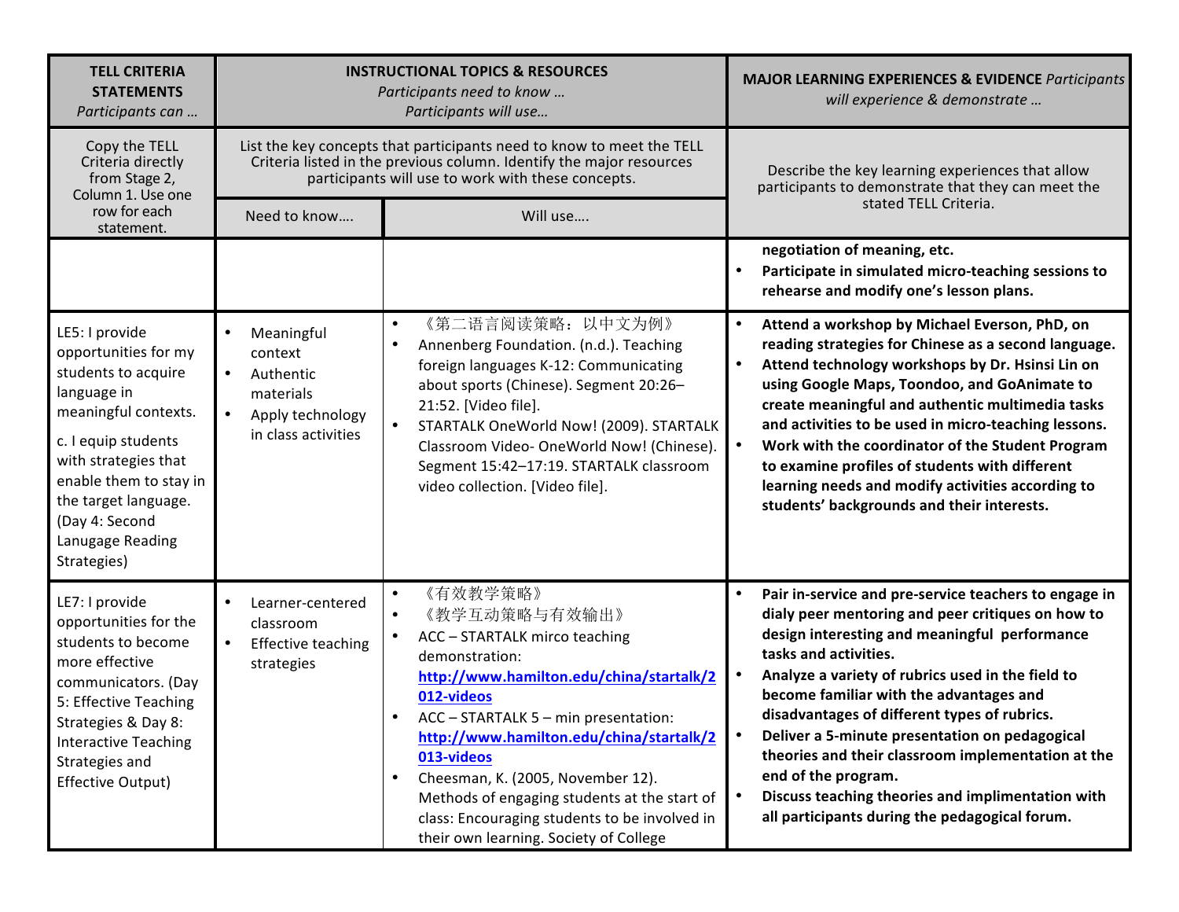| TELL CRITERIA STATEMENTS *Participants can …* | INSTRUCTIONAL TOPICS & RESOURCES *Participants need to know … Participants will use…* | | MAJOR LEARNING EXPERIENCES & EVIDENCE *Participants will experience & demonstrate …* |
|---|---|---|---|
| Copy the TELL Criteria directly from Stage 2, Column 1. Use one row for each statement. | List the key concepts that participants need to know to meet the TELL Criteria listed in the previous column. Identify the major resources participants will use to work with these concepts. | | Describe the key learning experiences that allow participants to demonstrate that they can meet the stated TELL Criteria. |
| | Need to know…. | Will use…. | |
| | | | **negotiation of meaning, etc.**<br>• **Participate in simulated micro-teaching sessions to rehearse and modify one's lesson plans.** |
| LE5: I provide opportunities for my students to acquire language in meaningful contexts.<br>c. I equip students with strategies that enable them to stay in the target language. (Day 4: Second Lanugage Reading Strategies) | • Meaningful context<br>• Authentic materials<br>• Apply technology in class activities | • 《第二语言阅读策略：以中文为例》<br>• Annenberg Foundation. (n.d.). Teaching foreign languages K-12: Communicating about sports (Chinese). Segment 20:26–21:52. [Video file].<br>• STARTALK OneWorld Now! (2009). STARTALK Classroom Video- OneWorld Now! (Chinese). Segment 15:42–17:19. STARTALK classroom video collection. [Video file]. | • **Attend a workshop by Michael Everson, PhD, on reading strategies for Chinese as a second language.**<br>• **Attend technology workshops by Dr. Hsinsi Lin on using Google Maps, Toondoo, and GoAnimate to create meaningful and authentic multimedia tasks and activities to be used in micro-teaching lessons.**<br>• **Work with the coordinator of the Student Program to examine profiles of students with different learning needs and modify activities according to students' backgrounds and their interests.** |
| LE7: I provide opportunities for the students to become more effective communicators. (Day 5: Effective Teaching Strategies & Day 8: Interactive Teaching Strategies and Effective Output) | • Learner-centered classroom<br>• Effective teaching strategies | • 《有效教学策略》<br>• 《教学互动策略与有效输出》<br>• ACC – STARTALK mirco teaching demonstration: [http://www.hamilton.edu/china/startalk/2012-videos](http://www.hamilton.edu/china/startalk/2012-videos)<br>• ACC – STARTALK 5 – min presentation: [http://www.hamilton.edu/china/startalk/2013-videos](http://www.hamilton.edu/china/startalk/2013-videos)<br>• Cheesman, K. (2005, November 12). Methods of engaging students at the start of class: Encouraging students to be involved in their own learning. Society of College | • **Pair in-service and pre-service teachers to engage in dialy peer mentoring and peer critiques on how to design interesting and meaningful performance tasks and activities.**<br>• **Analyze a variety of rubrics used in the field to become familiar with the advantages and disadvantages of different types of rubrics.**<br>• **Deliver a 5-minute presentation on pedagogical theories and their classroom implementation at the end of the program.**<br>• **Discuss teaching theories and implimentation with all participants during the pedagogical forum.** |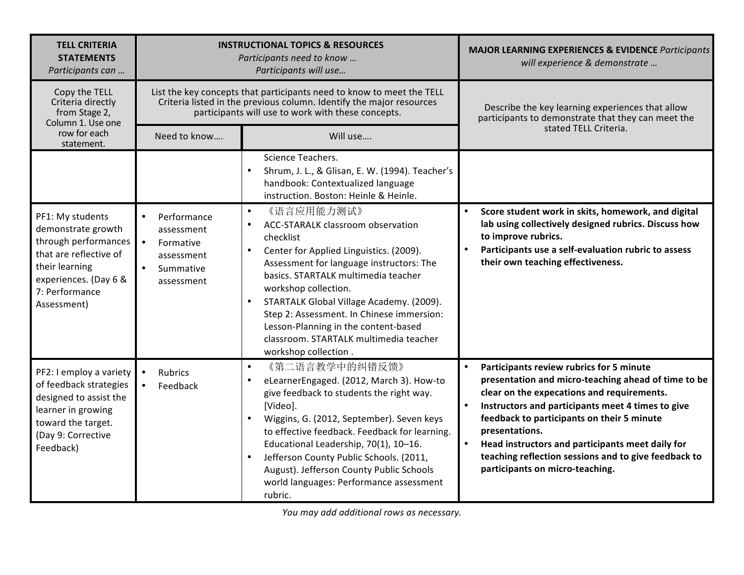| **TELL CRITERIA STATEMENTS** *Participants can …* | **INSTRUCTIONAL TOPICS & RESOURCES** *Participants need to know … Participants will use…* | | **MAJOR LEARNING EXPERIENCES & EVIDENCE** *Participants will experience & demonstrate …* |
|---|---|---|---|
| Copy the TELL Criteria directly from Stage 2, Column 1. Use one row for each statement. | List the key concepts that participants need to know to meet the TELL Criteria listed in the previous column. Identify the major resources participants will use to work with these concepts. | | Describe the key learning experiences that allow participants to demonstrate that they can meet the stated TELL Criteria. |
| | Need to know…. | Will use…. | |
| | | Science Teachers.<br>• Shrum, J. L., & Glisan, E. W. (1994). Teacher's handbook: Contextualized language instruction. Boston: Heinle & Heinle. | |
| PF1: My students demonstrate growth through performances that are reflective of their learning experiences. (Day 6 & 7: Performance Assessment) | • Performance assessment<br>• Formative assessment<br>• Summative assessment | • 《语言应用能力测试》<br>• ACC-STARALK classroom observation checklist<br>• Center for Applied Linguistics. (2009). Assessment for language instructors: The basics. STARTALK multimedia teacher workshop collection.<br>• STARTALK Global Village Academy. (2009). Step 2: Assessment. In Chinese immersion: Lesson-Planning in the content-based classroom. STARTALK multimedia teacher workshop collection . | • **Score student work in skits, homework, and digital lab using collectively designed rubrics. Discuss how to improve rubrics.**<br>• **Participants use a self-evaluation rubric to assess their own teaching effectiveness.** |
| PF2: I employ a variety of feedback strategies designed to assist the learner in growing toward the target. (Day 9: Corrective Feedback) | • Rubrics<br>• Feedback | • 《第二语言教学中的纠错反馈》<br>• eLearnerEngaged. (2012, March 3). How-to give feedback to students the right way. [Video].<br>• Wiggins, G. (2012, September). Seven keys to effective feedback. Feedback for learning. Educational Leadership, 70(1), 10–16.<br>• Jefferson County Public Schools. (2011, August). Jefferson County Public Schools world languages: Performance assessment rubric. | • **Participants review rubrics for 5 minute presentation and micro-teaching ahead of time to be clear on the expecations and requirements.**<br>• **Instructors and participants meet 4 times to give feedback to participants on their 5 minute presentations.**<br>• **Head instructors and participants meet daily for teaching reflection sessions and to give feedback to participants on micro-teaching.** |

*You may add additional rows as necessary.*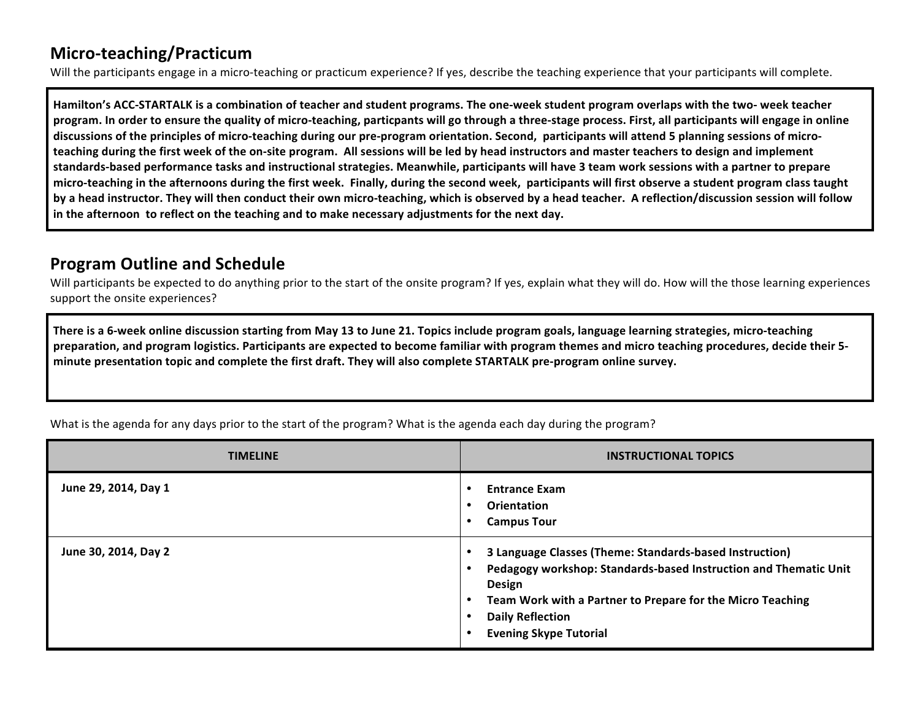## Micro-teaching/Practicum

Will the participants engage in a micro-teaching or practicum experience? If yes, describe the teaching experience that your participants will complete.

**Hamilton's ACC-STARTALK is a combination of teacher and student programs. The one-week student program overlaps with the two- week teacher program. In order to ensure the quality of micro-teaching, particpants will go through a three-stage process. First, all participants will engage in online discussions of the principles of micro-teaching during our pre-program orientation. Second, participants will attend 5 planning sessions of micro-teaching during the first week of the on-site program. All sessions will be led by head instructors and master teachers to design and implement standards-based performance tasks and instructional strategies. Meanwhile, participants will have 3 team work sessions with a partner to prepare micro-teaching in the afternoons during the first week. Finally, during the second week, participants will first observe a student program class taught by a head instructor. They will then conduct their own micro-teaching, which is observed by a head teacher. A reflection/discussion session will follow in the afternoon to reflect on the teaching and to make necessary adjustments for the next day.**

## Program Outline and Schedule

Will participants be expected to do anything prior to the start of the onsite program? If yes, explain what they will do. How will the those learning experiences support the onsite experiences?

**There is a 6-week online discussion starting from May 13 to June 21. Topics include program goals, language learning strategies, micro-teaching preparation, and program logistics. Participants are expected to become familiar with program themes and micro teaching procedures, decide their 5-minute presentation topic and complete the first draft. They will also complete STARTALK pre-program online survey.**

What is the agenda for any days prior to the start of the program? What is the agenda each day during the program?

| TIMELINE | INSTRUCTIONAL TOPICS |
| --- | --- |
| **June 29, 2014, Day 1** | • **Entrance Exam**<br>• **Orientation**<br>• **Campus Tour** |
| **June 30, 2014, Day 2** | • **3 Language Classes (Theme: Standards-based Instruction)**<br>• **Pedagogy workshop: Standards-based Instruction and Thematic Unit Design**<br>• **Team Work with a Partner to Prepare for the Micro Teaching**<br>• **Daily Reflection**<br>• **Evening Skype Tutorial** |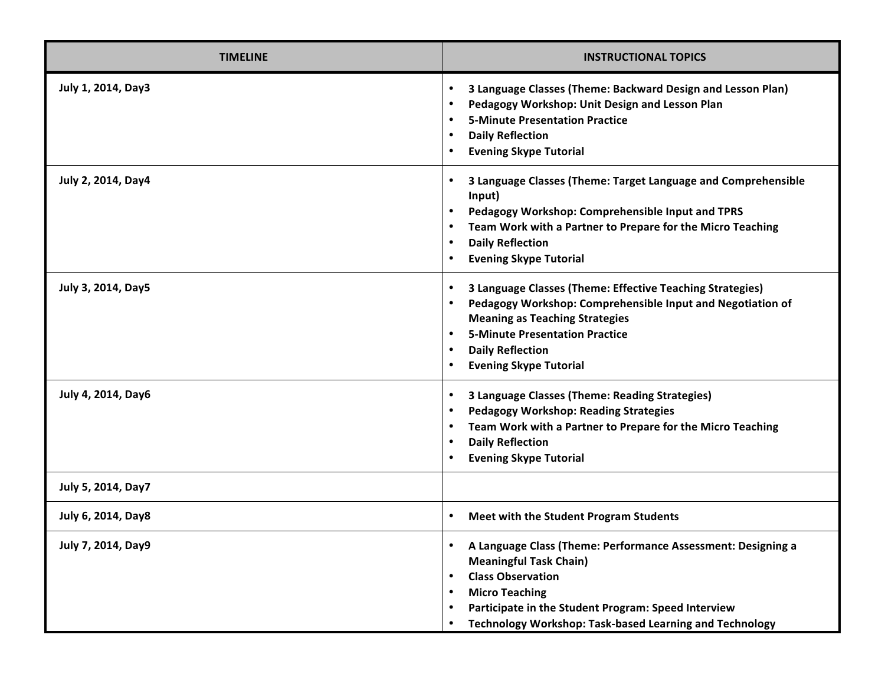| TIMELINE | INSTRUCTIONAL TOPICS |
|---|---|
| **July 1, 2014, Day3** | • **3 Language Classes (Theme: Backward Design and Lesson Plan)**<br>• **Pedagogy Workshop: Unit Design and Lesson Plan**<br>• **5-Minute Presentation Practice**<br>• **Daily Reflection**<br>• **Evening Skype Tutorial** |
| **July 2, 2014, Day4** | • **3 Language Classes (Theme: Target Language and Comprehensible Input)**<br>• **Pedagogy Workshop: Comprehensible Input and TPRS**<br>• **Team Work with a Partner to Prepare for the Micro Teaching**<br>• **Daily Reflection**<br>• **Evening Skype Tutorial** |
| **July 3, 2014, Day5** | • **3 Language Classes (Theme: Effective Teaching Strategies)**<br>• **Pedagogy Workshop: Comprehensible Input and Negotiation of Meaning as Teaching Strategies**<br>• **5-Minute Presentation Practice**<br>• **Daily Reflection**<br>• **Evening Skype Tutorial** |
| **July 4, 2014, Day6** | • **3 Language Classes (Theme: Reading Strategies)**<br>• **Pedagogy Workshop: Reading Strategies**<br>• **Team Work with a Partner to Prepare for the Micro Teaching**<br>• **Daily Reflection**<br>• **Evening Skype Tutorial** |
| **July 5, 2014, Day7** | |
| **July 6, 2014, Day8** | • **Meet with the Student Program Students** |
| **July 7, 2014, Day9** | • **A Language Class (Theme: Performance Assessment: Designing a Meaningful Task Chain)**<br>• **Class Observation**<br>• **Micro Teaching**<br>• **Participate in the Student Program: Speed Interview**<br>• **Technology Workshop: Task-based Learning and Technology** |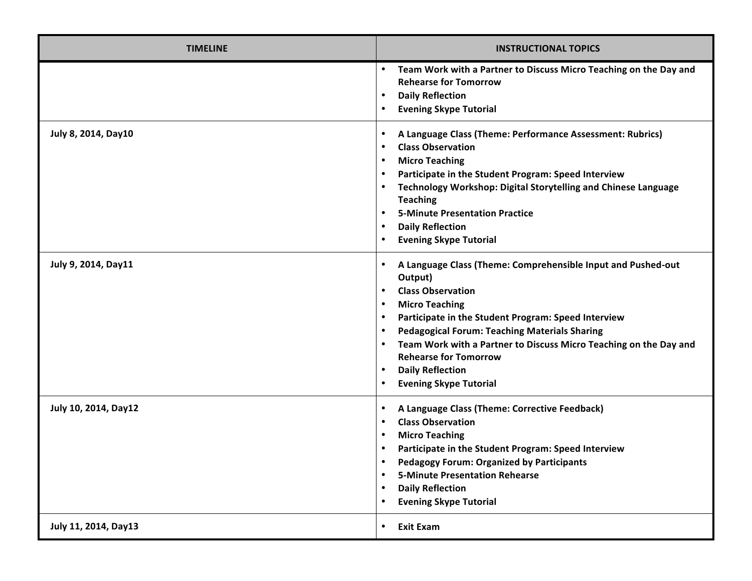| TIMELINE | INSTRUCTIONAL TOPICS |
|---|---|
| | • **Team Work with a Partner to Discuss Micro Teaching on the Day and Rehearse for Tomorrow**<br>• **Daily Reflection**<br>• **Evening Skype Tutorial** |
| **July 8, 2014, Day10** | • **A Language Class (Theme: Performance Assessment: Rubrics)**<br>• **Class Observation**<br>• **Micro Teaching**<br>• **Participate in the Student Program: Speed Interview**<br>• **Technology Workshop: Digital Storytelling and Chinese Language Teaching**<br>• **5-Minute Presentation Practice**<br>• **Daily Reflection**<br>• **Evening Skype Tutorial** |
| **July 9, 2014, Day11** | • **A Language Class (Theme: Comprehensible Input and Pushed-out Output)**<br>• **Class Observation**<br>• **Micro Teaching**<br>• **Participate in the Student Program: Speed Interview**<br>• **Pedagogical Forum: Teaching Materials Sharing**<br>• **Team Work with a Partner to Discuss Micro Teaching on the Day and Rehearse for Tomorrow**<br>• **Daily Reflection**<br>• **Evening Skype Tutorial** |
| **July 10, 2014, Day12** | • **A Language Class (Theme: Corrective Feedback)**<br>• **Class Observation**<br>• **Micro Teaching**<br>• **Participate in the Student Program: Speed Interview**<br>• **Pedagogy Forum: Organized by Participants**<br>• **5-Minute Presentation Rehearse**<br>• **Daily Reflection**<br>• **Evening Skype Tutorial** |
| **July 11, 2014, Day13** | • **Exit Exam** |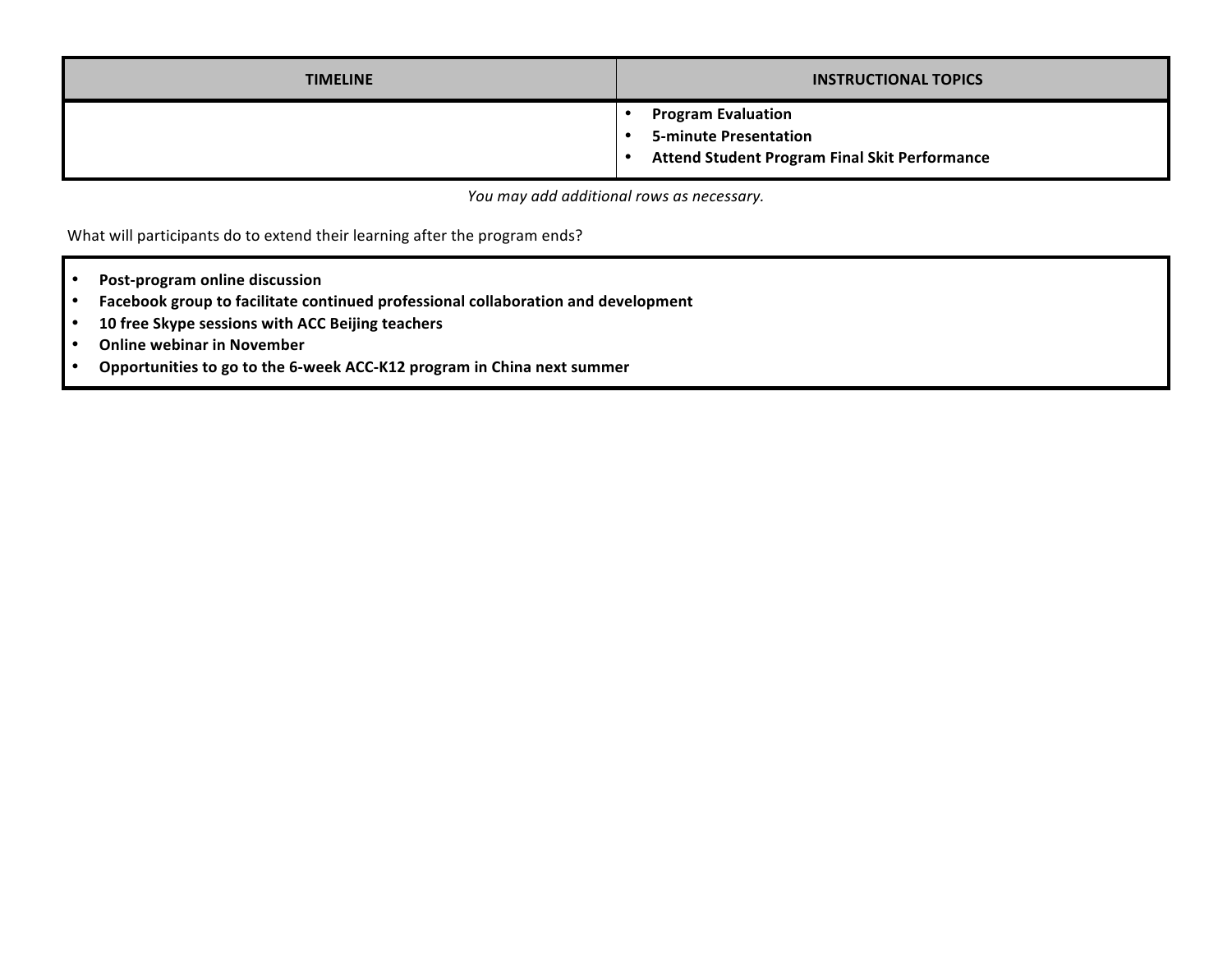| TIMELINE | INSTRUCTIONAL TOPICS |
| --- | --- |
| | • **Program Evaluation**<br>• **5-minute Presentation**<br>• **Attend Student Program Final Skit Performance** |

*You may add additional rows as necessary.*

What will participants do to extend their learning after the program ends?

- **Post-program online discussion**
- **Facebook group to facilitate continued professional collaboration and development**
- **10 free Skype sessions with ACC Beijing teachers**
- **Online webinar in November**
- **Opportunities to go to the 6-week ACC-K12 program in China next summer**